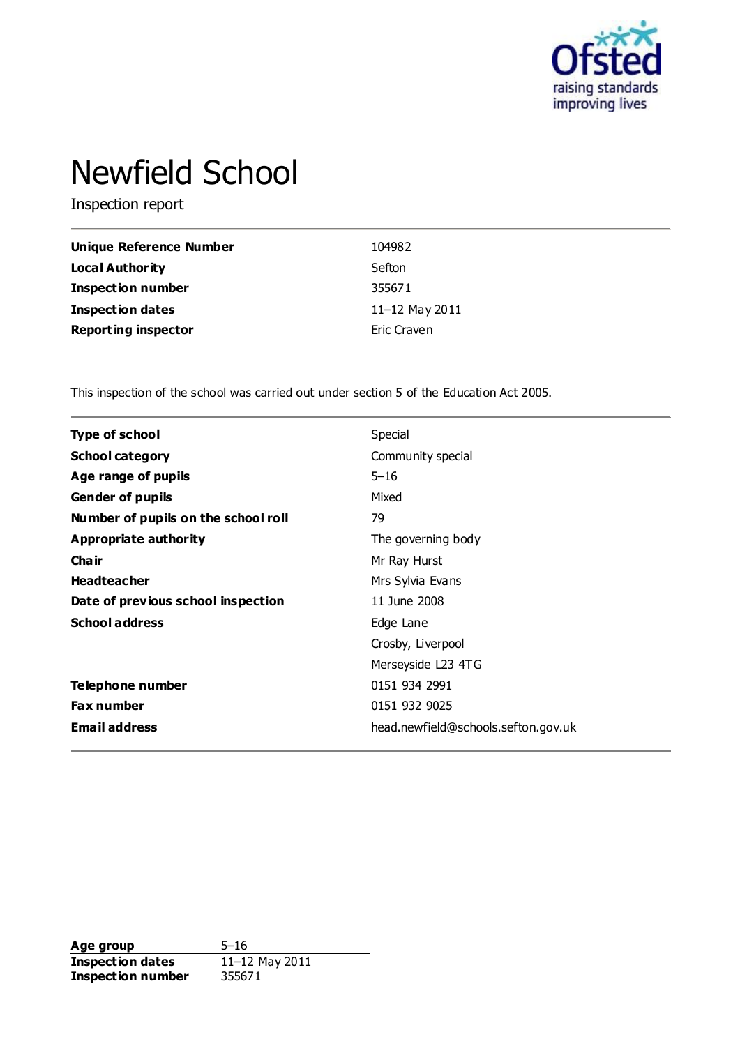# Newfield School

Inspection report

| | |
|---|---|
| **Unique Reference Number** | 104982 |
| **Local Authority** | Sefton |
| **Inspection number** | 355671 |
| **Inspection dates** | 11–12 May 2011 |
| **Reporting inspector** | Eric Craven |

This inspection of the school was carried out under section 5 of the Education Act 2005.

| | |
|---|---|
| **Type of school** | Special |
| **School category** | Community special |
| **Age range of pupils** | 5–16 |
| **Gender of pupils** | Mixed |
| **Number of pupils on the school roll** | 79 |
| **Appropriate authority** | The governing body |
| **Chair** | Mr Ray Hurst |
| **Headteacher** | Mrs Sylvia Evans |
| **Date of previous school inspection** | 11 June 2008 |
| **School address** | Edge Lane |
| | Crosby, Liverpool |
| | Merseyside L23 4TG |
| **Telephone number** | 0151 934 2991 |
| **Fax number** | 0151 932 9025 |
| **Email address** | head.newfield@schools.sefton.gov.uk |

| | |
|---|---|
| **Age group** | 5–16 |
| **Inspection dates** | 11–12 May 2011 |
| **Inspection number** | 355671 |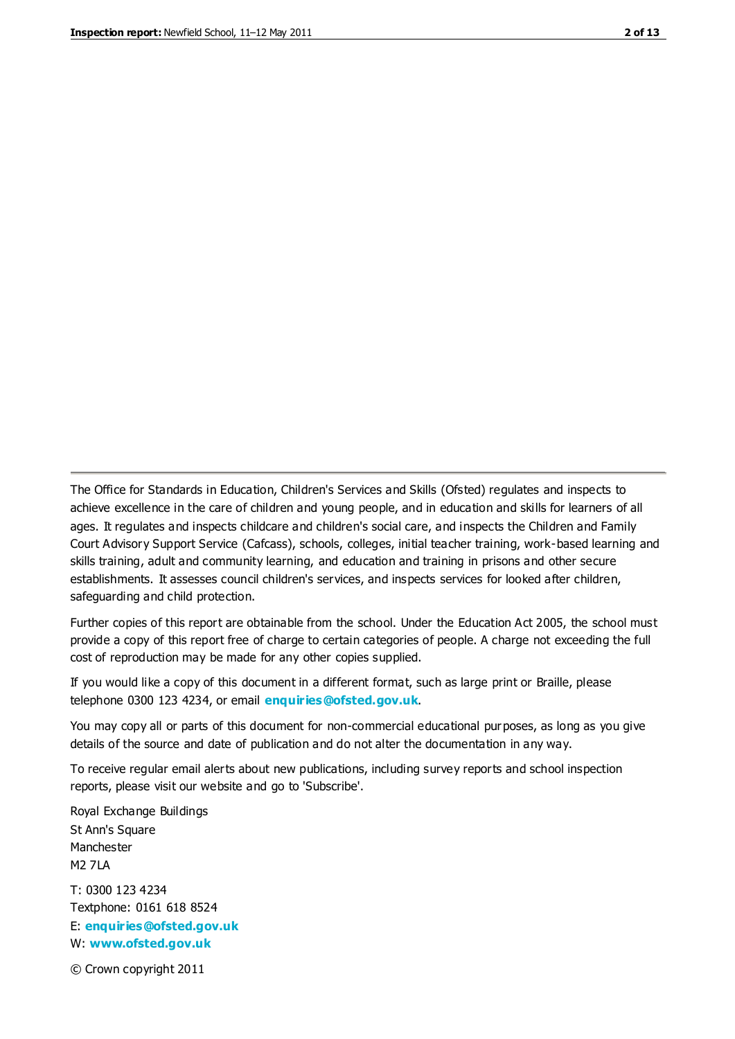The Office for Standards in Education, Children's Services and Skills (Ofsted) regulates and inspects to achieve excellence in the care of children and young people, and in education and skills for learners of all ages. It regulates and inspects childcare and children's social care, and inspects the Children and Family Court Advisory Support Service (Cafcass), schools, colleges, initial teacher training, work-based learning and skills training, adult and community learning, and education and training in prisons and other secure establishments. It assesses council children's services, and inspects services for looked after children, safeguarding and child protection.

Further copies of this report are obtainable from the school. Under the Education Act 2005, the school must provide a copy of this report free of charge to certain categories of people. A charge not exceeding the full cost of reproduction may be made for any other copies supplied.

If you would like a copy of this document in a different format, such as large print or Braille, please telephone 0300 123 4234, or email **enquiries@ofsted.gov.uk**.

You may copy all or parts of this document for non-commercial educational purposes, as long as you give details of the source and date of publication and do not alter the documentation in any way.

To receive regular email alerts about new publications, including survey reports and school inspection reports, please visit our website and go to 'Subscribe'.

Royal Exchange Buildings
St Ann's Square
Manchester
M2 7LA

T: 0300 123 4234
Textphone: 0161 618 8524
E: **enquiries@ofsted.gov.uk**
W: **www.ofsted.gov.uk**

© Crown copyright 2011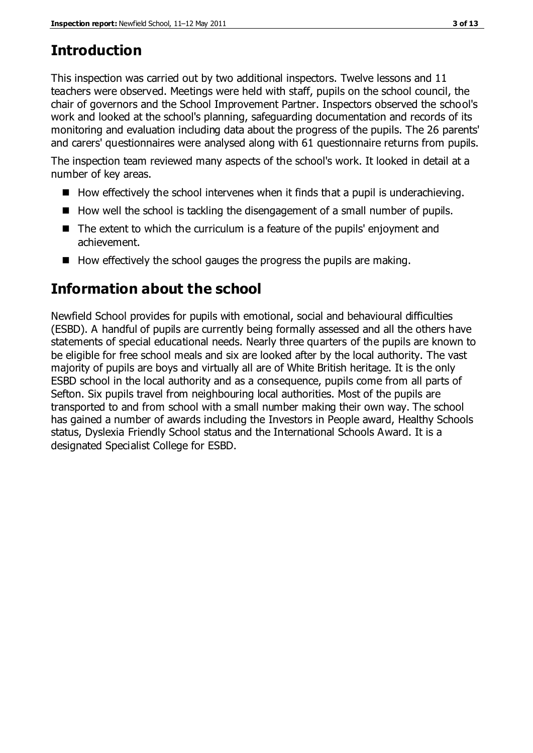# Introduction

This inspection was carried out by two additional inspectors. Twelve lessons and 11 teachers were observed. Meetings were held with staff, pupils on the school council, the chair of governors and the School Improvement Partner. Inspectors observed the school's work and looked at the school's planning, safeguarding documentation and records of its monitoring and evaluation including data about the progress of the pupils. The 26 parents' and carers' questionnaires were analysed along with 61 questionnaire returns from pupils.

The inspection team reviewed many aspects of the school's work. It looked in detail at a number of key areas.

- How effectively the school intervenes when it finds that a pupil is underachieving.
- How well the school is tackling the disengagement of a small number of pupils.
- The extent to which the curriculum is a feature of the pupils' enjoyment and achievement.
- How effectively the school gauges the progress the pupils are making.

# Information about the school

Newfield School provides for pupils with emotional, social and behavioural difficulties (ESBD). A handful of pupils are currently being formally assessed and all the others have statements of special educational needs. Nearly three quarters of the pupils are known to be eligible for free school meals and six are looked after by the local authority. The vast majority of pupils are boys and virtually all are of White British heritage. It is the only ESBD school in the local authority and as a consequence, pupils come from all parts of Sefton. Six pupils travel from neighbouring local authorities. Most of the pupils are transported to and from school with a small number making their own way. The school has gained a number of awards including the Investors in People award, Healthy Schools status, Dyslexia Friendly School status and the International Schools Award. It is a designated Specialist College for ESBD.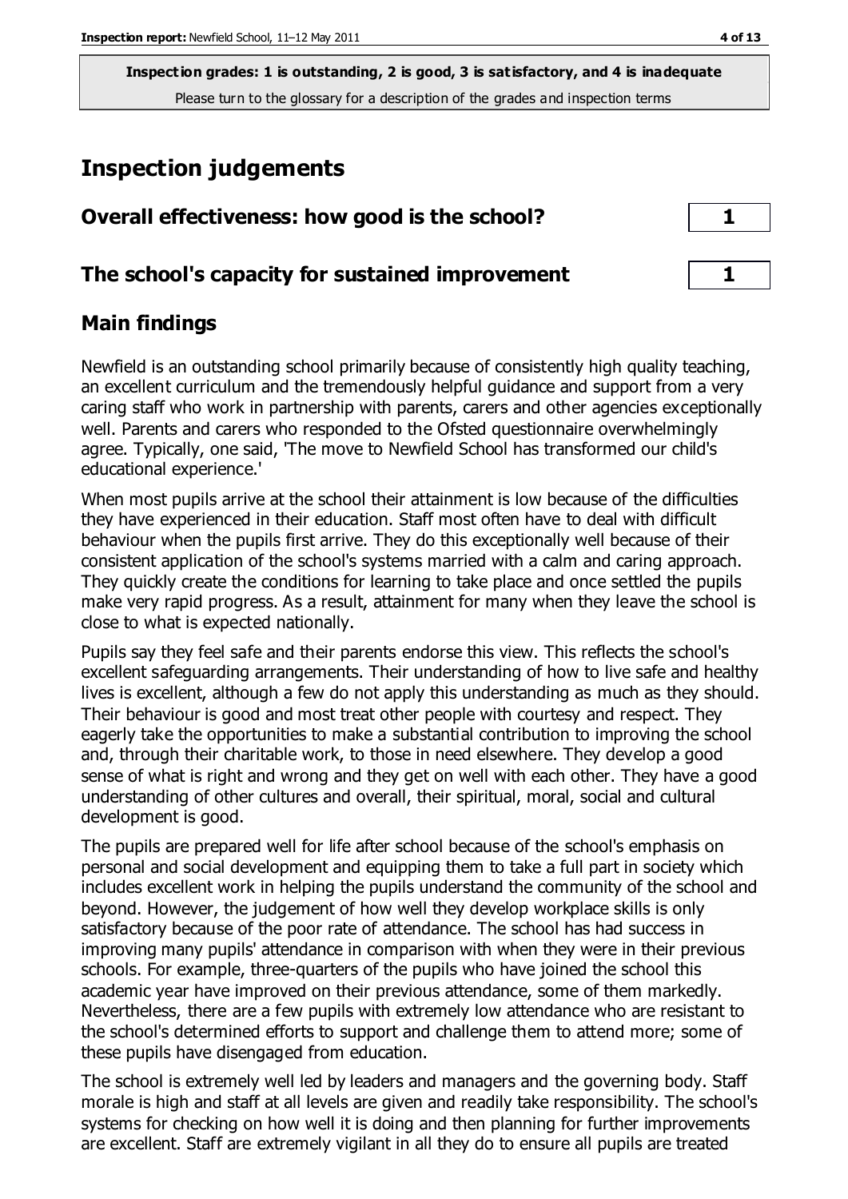**Inspection grades: 1 is outstanding, 2 is good, 3 is satisfactory, and 4 is inadequate**
Please turn to the glossary for a description of the grades and inspection terms

# Inspection judgements

| | |
|---|---|
| **Overall effectiveness: how good is the school?** | **1** |
| **The school's capacity for sustained improvement** | **1** |

## Main findings

Newfield is an outstanding school primarily because of consistently high quality teaching, an excellent curriculum and the tremendously helpful guidance and support from a very caring staff who work in partnership with parents, carers and other agencies exceptionally well. Parents and carers who responded to the Ofsted questionnaire overwhelmingly agree. Typically, one said, 'The move to Newfield School has transformed our child's educational experience.'

When most pupils arrive at the school their attainment is low because of the difficulties they have experienced in their education. Staff most often have to deal with difficult behaviour when the pupils first arrive. They do this exceptionally well because of their consistent application of the school's systems married with a calm and caring approach. They quickly create the conditions for learning to take place and once settled the pupils make very rapid progress. As a result, attainment for many when they leave the school is close to what is expected nationally.

Pupils say they feel safe and their parents endorse this view. This reflects the school's excellent safeguarding arrangements. Their understanding of how to live safe and healthy lives is excellent, although a few do not apply this understanding as much as they should. Their behaviour is good and most treat other people with courtesy and respect. They eagerly take the opportunities to make a substantial contribution to improving the school and, through their charitable work, to those in need elsewhere. They develop a good sense of what is right and wrong and they get on well with each other. They have a good understanding of other cultures and overall, their spiritual, moral, social and cultural development is good.

The pupils are prepared well for life after school because of the school's emphasis on personal and social development and equipping them to take a full part in society which includes excellent work in helping the pupils understand the community of the school and beyond. However, the judgement of how well they develop workplace skills is only satisfactory because of the poor rate of attendance. The school has had success in improving many pupils' attendance in comparison with when they were in their previous schools. For example, three-quarters of the pupils who have joined the school this academic year have improved on their previous attendance, some of them markedly. Nevertheless, there are a few pupils with extremely low attendance who are resistant to the school's determined efforts to support and challenge them to attend more; some of these pupils have disengaged from education.

The school is extremely well led by leaders and managers and the governing body. Staff morale is high and staff at all levels are given and readily take responsibility. The school's systems for checking on how well it is doing and then planning for further improvements are excellent. Staff are extremely vigilant in all they do to ensure all pupils are treated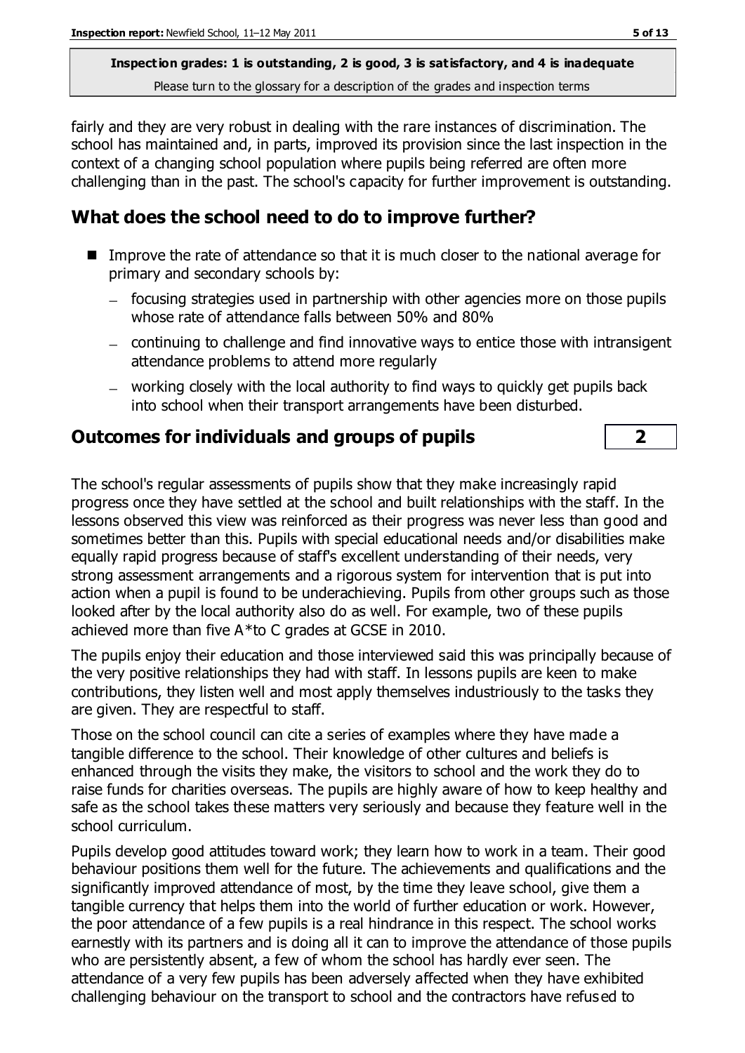fairly and they are very robust in dealing with the rare instances of discrimination. The school has maintained and, in parts, improved its provision since the last inspection in the context of a changing school population where pupils being referred are often more challenging than in the past. The school's capacity for further improvement is outstanding.

## What does the school need to do to improve further?

- Improve the rate of attendance so that it is much closer to the national average for primary and secondary schools by:
  - focusing strategies used in partnership with other agencies more on those pupils whose rate of attendance falls between 50% and 80%
  - continuing to challenge and find innovative ways to entice those with intransigent attendance problems to attend more regularly
  - working closely with the local authority to find ways to quickly get pupils back into school when their transport arrangements have been disturbed.

## Outcomes for individuals and groups of pupils — 2

The school's regular assessments of pupils show that they make increasingly rapid progress once they have settled at the school and built relationships with the staff. In the lessons observed this view was reinforced as their progress was never less than good and sometimes better than this. Pupils with special educational needs and/or disabilities make equally rapid progress because of staff's excellent understanding of their needs, very strong assessment arrangements and a rigorous system for intervention that is put into action when a pupil is found to be underachieving. Pupils from other groups such as those looked after by the local authority also do as well. For example, two of these pupils achieved more than five A*to C grades at GCSE in 2010.

The pupils enjoy their education and those interviewed said this was principally because of the very positive relationships they had with staff. In lessons pupils are keen to make contributions, they listen well and most apply themselves industriously to the tasks they are given. They are respectful to staff.

Those on the school council can cite a series of examples where they have made a tangible difference to the school. Their knowledge of other cultures and beliefs is enhanced through the visits they make, the visitors to school and the work they do to raise funds for charities overseas. The pupils are highly aware of how to keep healthy and safe as the school takes these matters very seriously and because they feature well in the school curriculum.

Pupils develop good attitudes toward work; they learn how to work in a team. Their good behaviour positions them well for the future. The achievements and qualifications and the significantly improved attendance of most, by the time they leave school, give them a tangible currency that helps them into the world of further education or work. However, the poor attendance of a few pupils is a real hindrance in this respect. The school works earnestly with its partners and is doing all it can to improve the attendance of those pupils who are persistently absent, a few of whom the school has hardly ever seen. The attendance of a very few pupils has been adversely affected when they have exhibited challenging behaviour on the transport to school and the contractors have refused to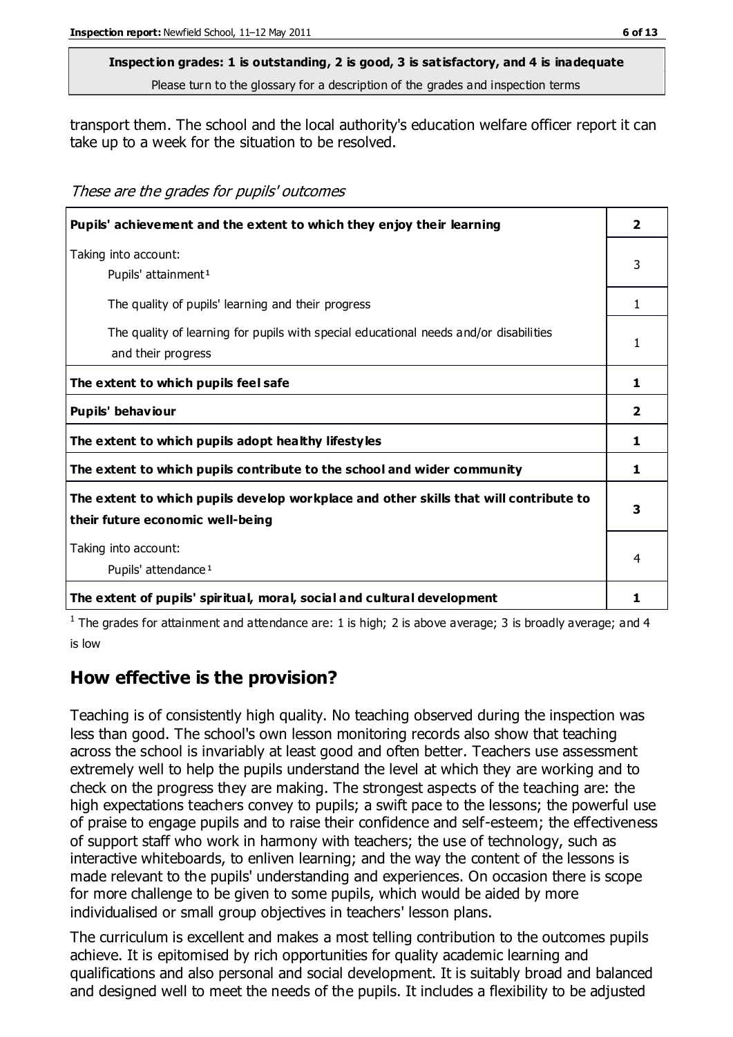transport them. The school and the local authority's education welfare officer report it can take up to a week for the situation to be resolved.

*These are the grades for pupils' outcomes*

| | |
|---|---|
| **Pupils' achievement and the extent to which they enjoy their learning** | **2** |
| Taking into account: Pupils' attainment[1] | 3 |
| The quality of pupils' learning and their progress | 1 |
| The quality of learning for pupils with special educational needs and/or disabilities and their progress | 1 |
| **The extent to which pupils feel safe** | **1** |
| **Pupils' behaviour** | **2** |
| **The extent to which pupils adopt healthy lifestyles** | **1** |
| **The extent to which pupils contribute to the school and wider community** | **1** |
| **The extent to which pupils develop workplace and other skills that will contribute to their future economic well-being** | **3** |
| Taking into account: Pupils' attendance[1] | 4 |
| **The extent of pupils' spiritual, moral, social and cultural development** | **1** |

[1] The grades for attainment and attendance are: 1 is high; 2 is above average; 3 is broadly average; and 4 is low

## How effective is the provision?

Teaching is of consistently high quality. No teaching observed during the inspection was less than good. The school's own lesson monitoring records also show that teaching across the school is invariably at least good and often better. Teachers use assessment extremely well to help the pupils understand the level at which they are working and to check on the progress they are making. The strongest aspects of the teaching are: the high expectations teachers convey to pupils; a swift pace to the lessons; the powerful use of praise to engage pupils and to raise their confidence and self-esteem; the effectiveness of support staff who work in harmony with teachers; the use of technology, such as interactive whiteboards, to enliven learning; and the way the content of the lessons is made relevant to the pupils' understanding and experiences. On occasion there is scope for more challenge to be given to some pupils, which would be aided by more individualised or small group objectives in teachers' lesson plans.

The curriculum is excellent and makes a most telling contribution to the outcomes pupils achieve. It is epitomised by rich opportunities for quality academic learning and qualifications and also personal and social development. It is suitably broad and balanced and designed well to meet the needs of the pupils. It includes a flexibility to be adjusted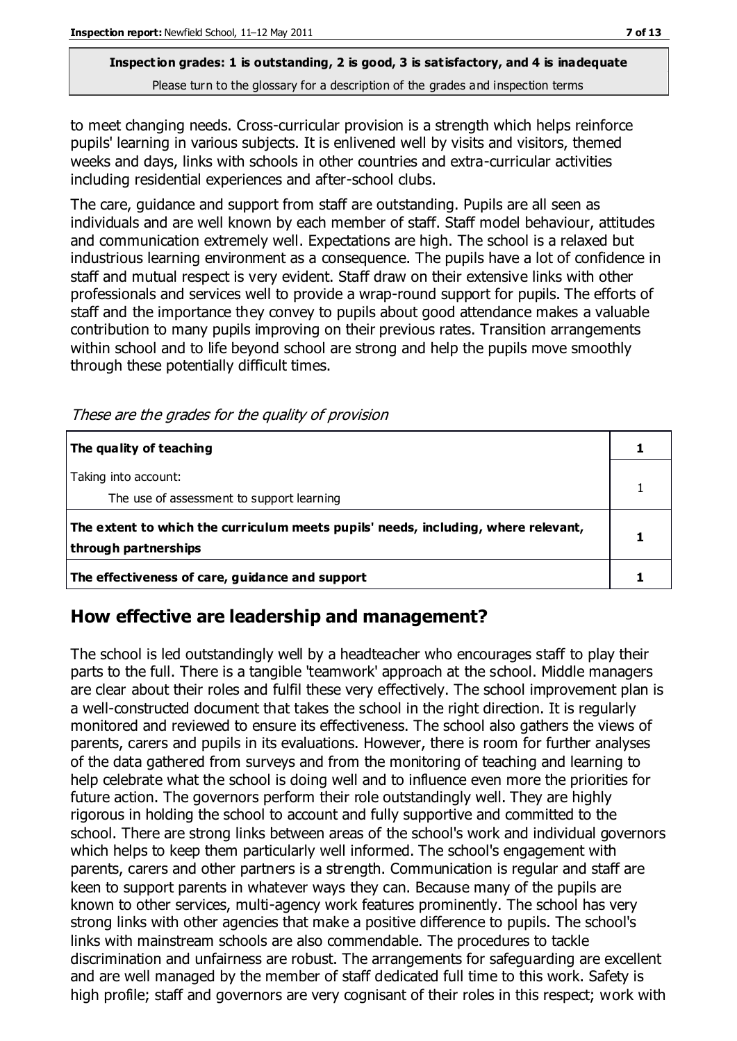to meet changing needs. Cross-curricular provision is a strength which helps reinforce pupils' learning in various subjects. It is enlivened well by visits and visitors, themed weeks and days, links with schools in other countries and extra-curricular activities including residential experiences and after-school clubs.

The care, guidance and support from staff are outstanding. Pupils are all seen as individuals and are well known by each member of staff. Staff model behaviour, attitudes and communication extremely well. Expectations are high. The school is a relaxed but industrious learning environment as a consequence. The pupils have a lot of confidence in staff and mutual respect is very evident. Staff draw on their extensive links with other professionals and services well to provide a wrap-round support for pupils. The efforts of staff and the importance they convey to pupils about good attendance makes a valuable contribution to many pupils improving on their previous rates. Transition arrangements within school and to life beyond school are strong and help the pupils move smoothly through these potentially difficult times.

*These are the grades for the quality of provision*

| | |
|---|---|
| **The quality of teaching** | **1** |
| Taking into account:<br>The use of assessment to support learning | 1 |
| **The extent to which the curriculum meets pupils' needs, including, where relevant, through partnerships** | **1** |
| **The effectiveness of care, guidance and support** | **1** |

## How effective are leadership and management?

The school is led outstandingly well by a headteacher who encourages staff to play their parts to the full. There is a tangible 'teamwork' approach at the school. Middle managers are clear about their roles and fulfil these very effectively. The school improvement plan is a well-constructed document that takes the school in the right direction. It is regularly monitored and reviewed to ensure its effectiveness. The school also gathers the views of parents, carers and pupils in its evaluations. However, there is room for further analyses of the data gathered from surveys and from the monitoring of teaching and learning to help celebrate what the school is doing well and to influence even more the priorities for future action. The governors perform their role outstandingly well. They are highly rigorous in holding the school to account and fully supportive and committed to the school. There are strong links between areas of the school's work and individual governors which helps to keep them particularly well informed. The school's engagement with parents, carers and other partners is a strength. Communication is regular and staff are keen to support parents in whatever ways they can. Because many of the pupils are known to other services, multi-agency work features prominently. The school has very strong links with other agencies that make a positive difference to pupils. The school's links with mainstream schools are also commendable. The procedures to tackle discrimination and unfairness are robust. The arrangements for safeguarding are excellent and are well managed by the member of staff dedicated full time to this work. Safety is high profile; staff and governors are very cognisant of their roles in this respect; work with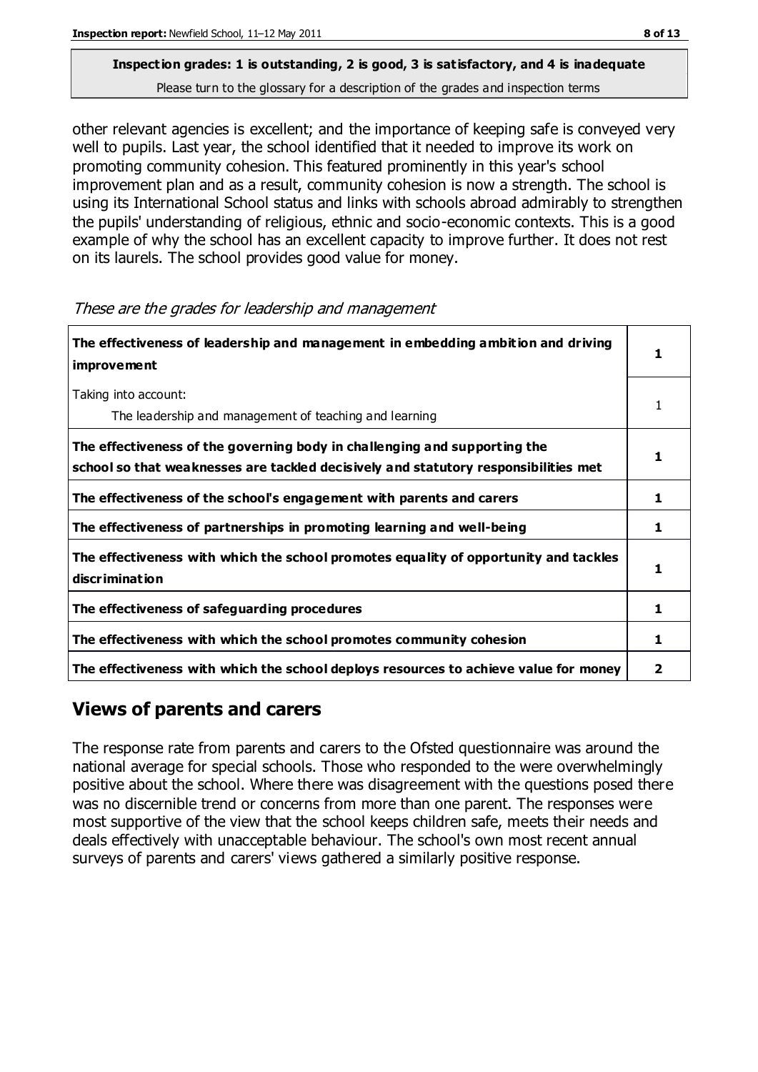**Inspection grades: 1 is outstanding, 2 is good, 3 is satisfactory, and 4 is inadequate**
Please turn to the glossary for a description of the grades and inspection terms

other relevant agencies is excellent; and the importance of keeping safe is conveyed very well to pupils. Last year, the school identified that it needed to improve its work on promoting community cohesion. This featured prominently in this year's school improvement plan and as a result, community cohesion is now a strength. The school is using its International School status and links with schools abroad admirably to strengthen the pupils' understanding of religious, ethnic and socio-economic contexts. This is a good example of why the school has an excellent capacity to improve further. It does not rest on its laurels. The school provides good value for money.

*These are the grades for leadership and management*

| | |
|---|---|
| **The effectiveness of leadership and management in embedding ambition and driving improvement** | **1** |
| Taking into account:<br>The leadership and management of teaching and learning | 1 |
| **The effectiveness of the governing body in challenging and supporting the school so that weaknesses are tackled decisively and statutory responsibilities met** | **1** |
| **The effectiveness of the school's engagement with parents and carers** | **1** |
| **The effectiveness of partnerships in promoting learning and well-being** | **1** |
| **The effectiveness with which the school promotes equality of opportunity and tackles discrimination** | **1** |
| **The effectiveness of safeguarding procedures** | **1** |
| **The effectiveness with which the school promotes community cohesion** | **1** |
| **The effectiveness with which the school deploys resources to achieve value for money** | **2** |

## Views of parents and carers

The response rate from parents and carers to the Ofsted questionnaire was around the national average for special schools. Those who responded to the were overwhelmingly positive about the school. Where there was disagreement with the questions posed there was no discernible trend or concerns from more than one parent. The responses were most supportive of the view that the school keeps children safe, meets their needs and deals effectively with unacceptable behaviour. The school's own most recent annual surveys of parents and carers' views gathered a similarly positive response.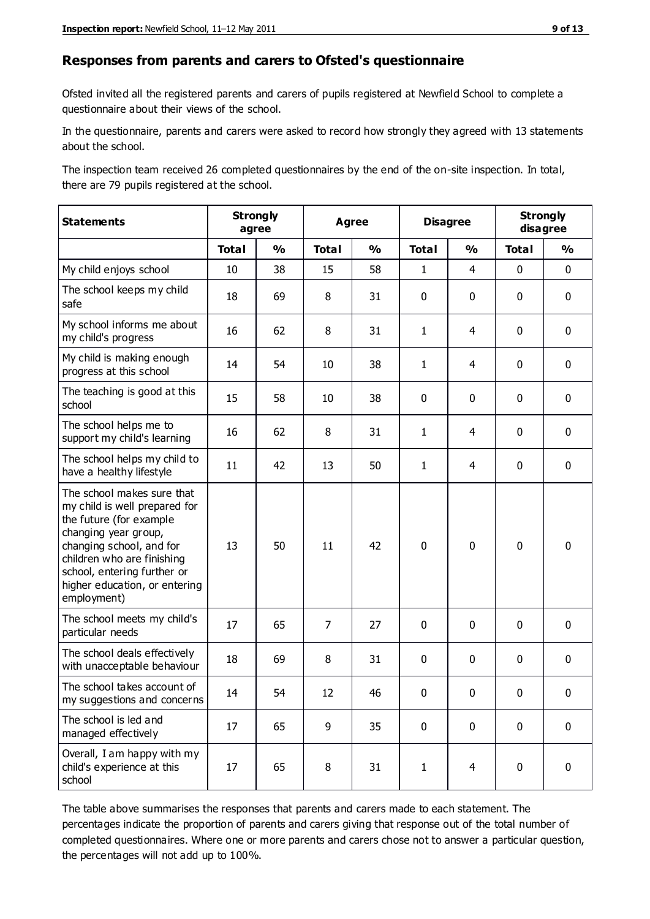## Responses from parents and carers to Ofsted's questionnaire

Ofsted invited all the registered parents and carers of pupils registered at Newfield School to complete a questionnaire about their views of the school.

In the questionnaire, parents and carers were asked to record how strongly they agreed with 13 statements about the school.

The inspection team received 26 completed questionnaires by the end of the on-site inspection. In total, there are 79 pupils registered at the school.

| Statements | Strongly agree | | Agree | | Disagree | | Strongly disagree | |
|---|---|---|---|---|---|---|---|---|
| | Total | % | Total | % | Total | % | Total | % |
| My child enjoys school | 10 | 38 | 15 | 58 | 1 | 4 | 0 | 0 |
| The school keeps my child safe | 18 | 69 | 8 | 31 | 0 | 0 | 0 | 0 |
| My school informs me about my child's progress | 16 | 62 | 8 | 31 | 1 | 4 | 0 | 0 |
| My child is making enough progress at this school | 14 | 54 | 10 | 38 | 1 | 4 | 0 | 0 |
| The teaching is good at this school | 15 | 58 | 10 | 38 | 0 | 0 | 0 | 0 |
| The school helps me to support my child's learning | 16 | 62 | 8 | 31 | 1 | 4 | 0 | 0 |
| The school helps my child to have a healthy lifestyle | 11 | 42 | 13 | 50 | 1 | 4 | 0 | 0 |
| The school makes sure that my child is well prepared for the future (for example changing year group, changing school, and for children who are finishing school, entering further or higher education, or entering employment) | 13 | 50 | 11 | 42 | 0 | 0 | 0 | 0 |
| The school meets my child's particular needs | 17 | 65 | 7 | 27 | 0 | 0 | 0 | 0 |
| The school deals effectively with unacceptable behaviour | 18 | 69 | 8 | 31 | 0 | 0 | 0 | 0 |
| The school takes account of my suggestions and concerns | 14 | 54 | 12 | 46 | 0 | 0 | 0 | 0 |
| The school is led and managed effectively | 17 | 65 | 9 | 35 | 0 | 0 | 0 | 0 |
| Overall, I am happy with my child's experience at this school | 17 | 65 | 8 | 31 | 1 | 4 | 0 | 0 |

The table above summarises the responses that parents and carers made to each statement. The percentages indicate the proportion of parents and carers giving that response out of the total number of completed questionnaires. Where one or more parents and carers chose not to answer a particular question, the percentages will not add up to 100%.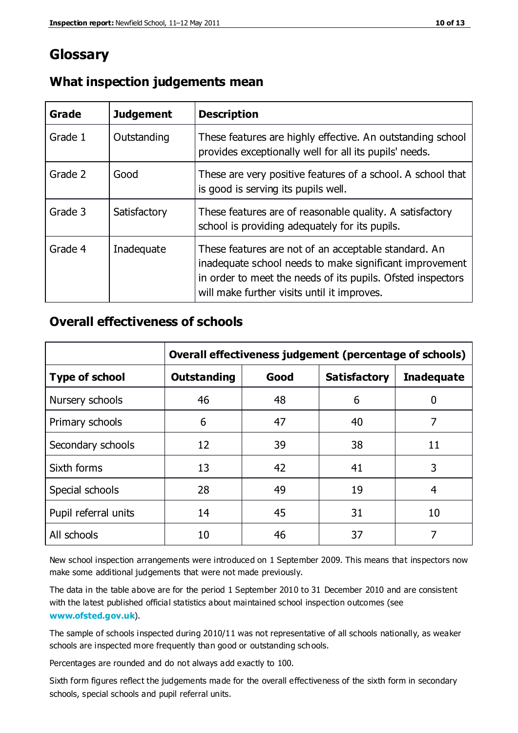# Glossary

## What inspection judgements mean

| Grade | Judgement | Description |
| --- | --- | --- |
| Grade 1 | Outstanding | These features are highly effective. An outstanding school provides exceptionally well for all its pupils' needs. |
| Grade 2 | Good | These are very positive features of a school. A school that is good is serving its pupils well. |
| Grade 3 | Satisfactory | These features are of reasonable quality. A satisfactory school is providing adequately for its pupils. |
| Grade 4 | Inadequate | These features are not of an acceptable standard. An inadequate school needs to make significant improvement in order to meet the needs of its pupils. Ofsted inspectors will make further visits until it improves. |

## Overall effectiveness of schools

| | Overall effectiveness judgement (percentage of schools) | | | |
| --- | --- | --- | --- | --- |
| **Type of school** | **Outstanding** | **Good** | **Satisfactory** | **Inadequate** |
| Nursery schools | 46 | 48 | 6 | 0 |
| Primary schools | 6 | 47 | 40 | 7 |
| Secondary schools | 12 | 39 | 38 | 11 |
| Sixth forms | 13 | 42 | 41 | 3 |
| Special schools | 28 | 49 | 19 | 4 |
| Pupil referral units | 14 | 45 | 31 | 10 |
| All schools | 10 | 46 | 37 | 7 |

New school inspection arrangements were introduced on 1 September 2009. This means that inspectors now make some additional judgements that were not made previously.

The data in the table above are for the period 1 September 2010 to 31 December 2010 and are consistent with the latest published official statistics about maintained school inspection outcomes (see **www.ofsted.gov.uk**).

The sample of schools inspected during 2010/11 was not representative of all schools nationally, as weaker schools are inspected more frequently than good or outstanding schools.

Percentages are rounded and do not always add exactly to 100.

Sixth form figures reflect the judgements made for the overall effectiveness of the sixth form in secondary schools, special schools and pupil referral units.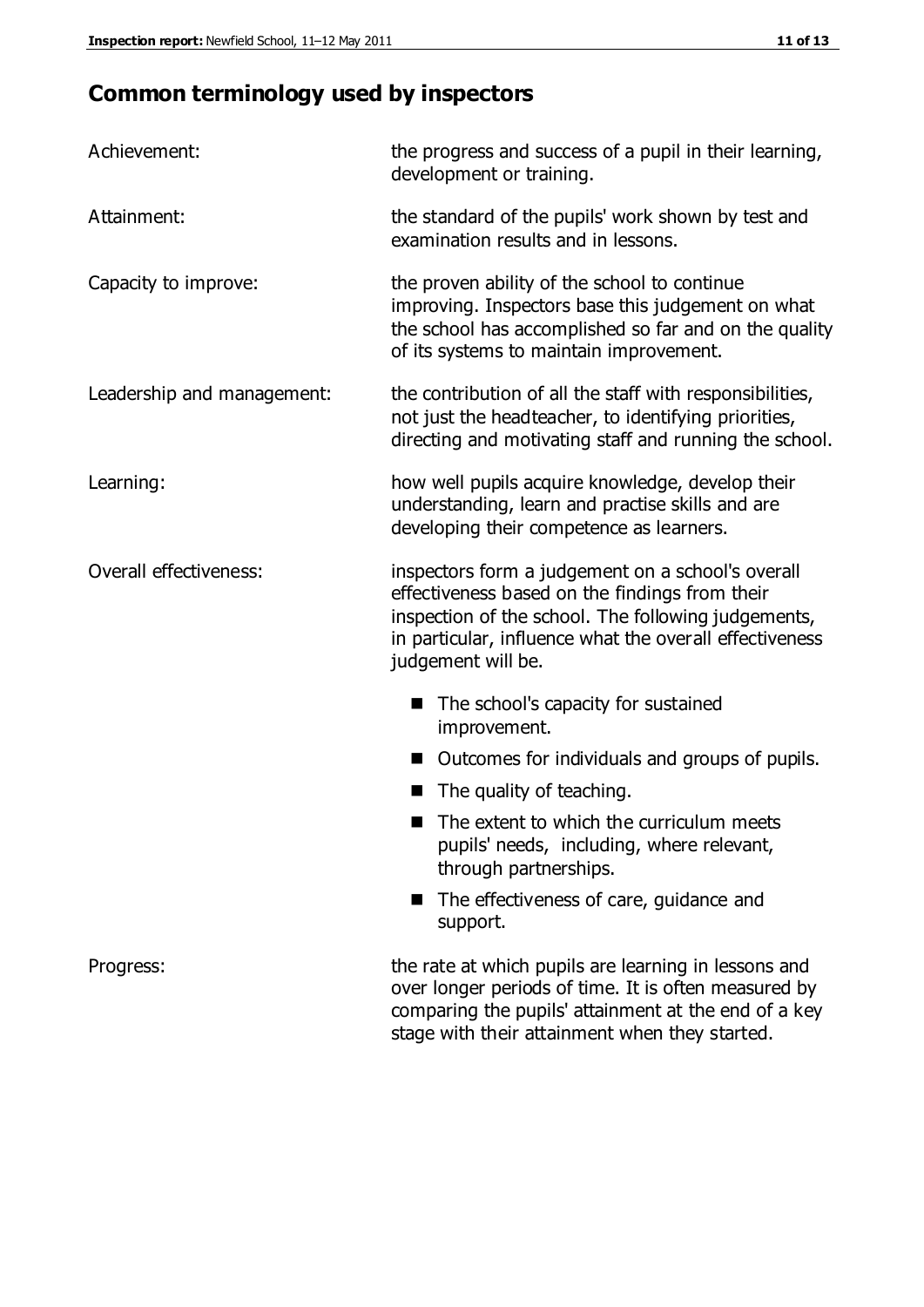## Common terminology used by inspectors

| | |
|---|---|
| Achievement: | the progress and success of a pupil in their learning, development or training. |
| Attainment: | the standard of the pupils' work shown by test and examination results and in lessons. |
| Capacity to improve: | the proven ability of the school to continue improving. Inspectors base this judgement on what the school has accomplished so far and on the quality of its systems to maintain improvement. |
| Leadership and management: | the contribution of all the staff with responsibilities, not just the headteacher, to identifying priorities, directing and motivating staff and running the school. |
| Learning: | how well pupils acquire knowledge, develop their understanding, learn and practise skills and are developing their competence as learners. |
| Overall effectiveness: | inspectors form a judgement on a school's overall effectiveness based on the findings from their inspection of the school. The following judgements, in particular, influence what the overall effectiveness judgement will be. ■ The school's capacity for sustained improvement. ■ Outcomes for individuals and groups of pupils. ■ The quality of teaching. ■ The extent to which the curriculum meets pupils' needs, including, where relevant, through partnerships. ■ The effectiveness of care, guidance and support. |
| Progress: | the rate at which pupils are learning in lessons and over longer periods of time. It is often measured by comparing the pupils' attainment at the end of a key stage with their attainment when they started. |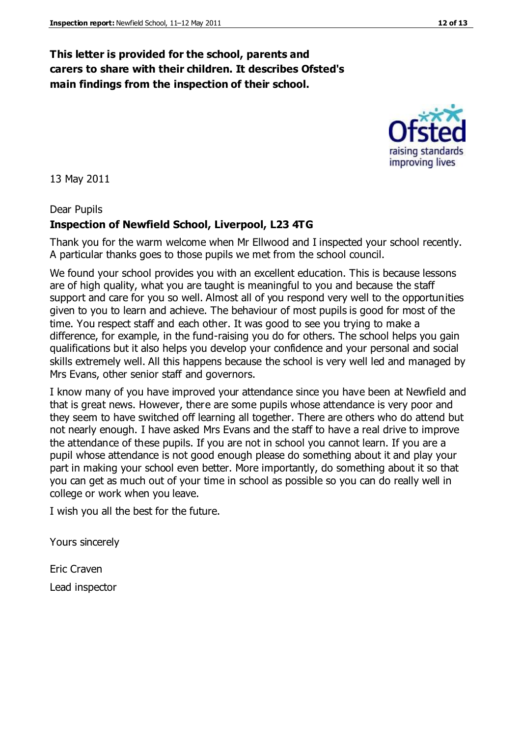**This letter is provided for the school, parents and carers to share with their children. It describes Ofsted's main findings from the inspection of their school.**

13 May 2011

Dear Pupils

**Inspection of Newfield School, Liverpool, L23 4TG**

Thank you for the warm welcome when Mr Ellwood and I inspected your school recently. A particular thanks goes to those pupils we met from the school council.

We found your school provides you with an excellent education. This is because lessons are of high quality, what you are taught is meaningful to you and because the staff support and care for you so well. Almost all of you respond very well to the opportunities given to you to learn and achieve. The behaviour of most pupils is good for most of the time. You respect staff and each other. It was good to see you trying to make a difference, for example, in the fund-raising you do for others. The school helps you gain qualifications but it also helps you develop your confidence and your personal and social skills extremely well. All this happens because the school is very well led and managed by Mrs Evans, other senior staff and governors.

I know many of you have improved your attendance since you have been at Newfield and that is great news. However, there are some pupils whose attendance is very poor and they seem to have switched off learning all together. There are others who do attend but not nearly enough. I have asked Mrs Evans and the staff to have a real drive to improve the attendance of these pupils. If you are not in school you cannot learn. If you are a pupil whose attendance is not good enough please do something about it and play your part in making your school even better. More importantly, do something about it so that you can get as much out of your time in school as possible so you can do really well in college or work when you leave.

I wish you all the best for the future.

Yours sincerely

Eric Craven

Lead inspector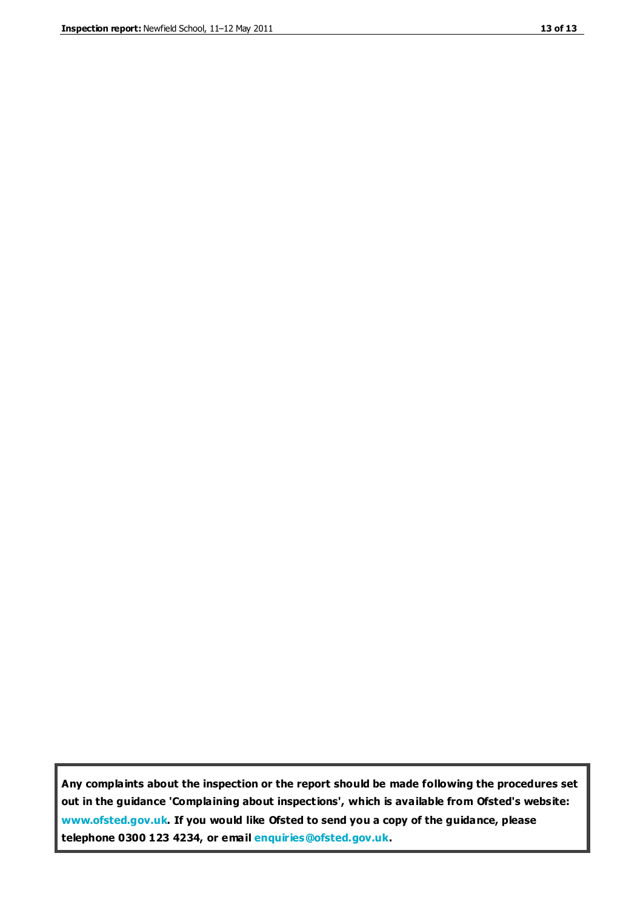**Any complaints about the inspection or the report should be made following the procedures set out in the guidance 'Complaining about inspections', which is available from Ofsted's website: www.ofsted.gov.uk. If you would like Ofsted to send you a copy of the guidance, please telephone 0300 123 4234, or email enquiries@ofsted.gov.uk.**